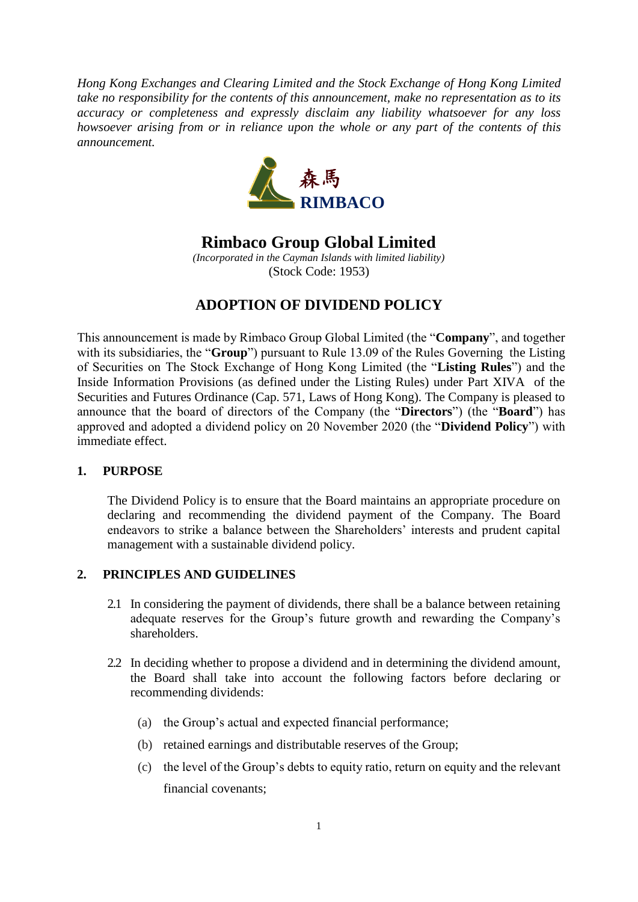*Hong Kong Exchanges and Clearing Limited and the Stock Exchange of Hong Kong Limited take no responsibility for the contents of this announcement, make no representation as to its accuracy or completeness and expressly disclaim any liability whatsoever for any loss howsoever arising from or in reliance upon the whole or any part of the contents of this announcement.*

森馬
**RIMBACO**

# Rimbaco Group Global Limited

*(Incorporated in the Cayman Islands with limited liability)*
(Stock Code: 1953)

## ADOPTION OF DIVIDEND POLICY

This announcement is made by Rimbaco Group Global Limited (the "**Company**", and together with its subsidiaries, the "**Group**") pursuant to Rule 13.09 of the Rules Governing the Listing of Securities on The Stock Exchange of Hong Kong Limited (the "**Listing Rules**") and the Inside Information Provisions (as defined under the Listing Rules) under Part XIVA of the Securities and Futures Ordinance (Cap. 571, Laws of Hong Kong). The Company is pleased to announce that the board of directors of the Company (the "**Directors**") (the "**Board**") has approved and adopted a dividend policy on 20 November 2020 (the "**Dividend Policy**") with immediate effect.

### 1. PURPOSE

The Dividend Policy is to ensure that the Board maintains an appropriate procedure on declaring and recommending the dividend payment of the Company. The Board endeavors to strike a balance between the Shareholders' interests and prudent capital management with a sustainable dividend policy.

### 2. PRINCIPLES AND GUIDELINES

2.1 In considering the payment of dividends, there shall be a balance between retaining adequate reserves for the Group's future growth and rewarding the Company's shareholders.

2.2 In deciding whether to propose a dividend and in determining the dividend amount, the Board shall take into account the following factors before declaring or recommending dividends:

(a) the Group's actual and expected financial performance;

(b) retained earnings and distributable reserves of the Group;

(c) the level of the Group's debts to equity ratio, return on equity and the relevant financial covenants;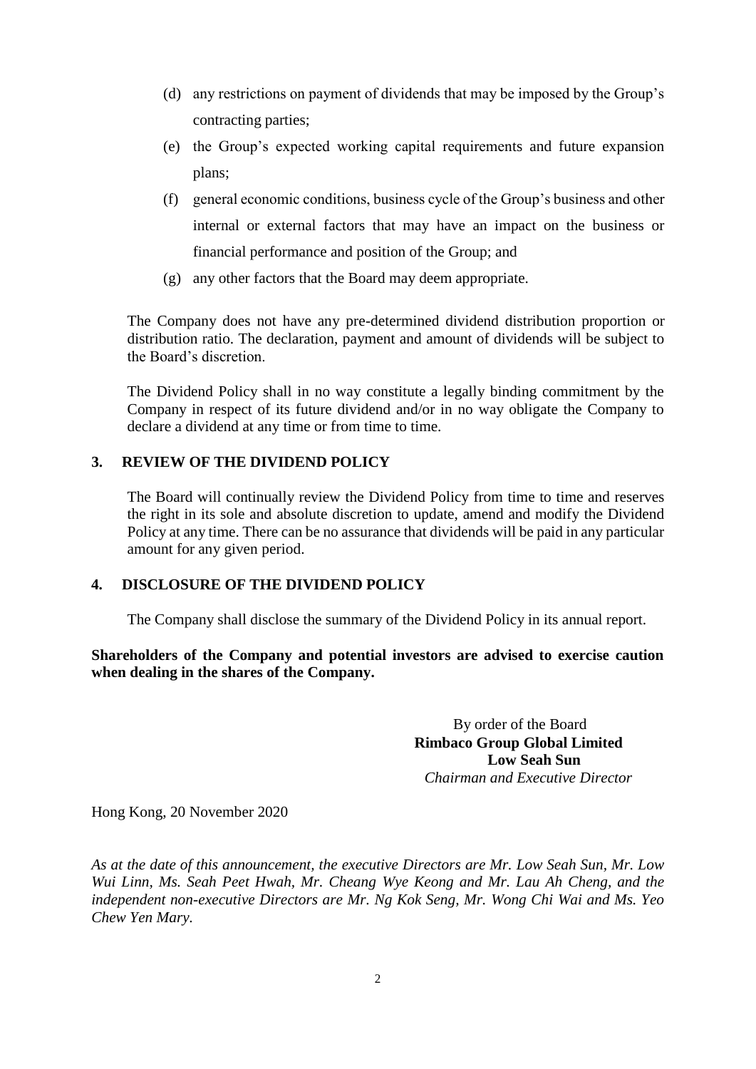(d) any restrictions on payment of dividends that may be imposed by the Group's contracting parties;

(e) the Group's expected working capital requirements and future expansion plans;

(f) general economic conditions, business cycle of the Group's business and other internal or external factors that may have an impact on the business or financial performance and position of the Group; and

(g) any other factors that the Board may deem appropriate.

The Company does not have any pre-determined dividend distribution proportion or distribution ratio. The declaration, payment and amount of dividends will be subject to the Board's discretion.

The Dividend Policy shall in no way constitute a legally binding commitment by the Company in respect of its future dividend and/or in no way obligate the Company to declare a dividend at any time or from time to time.

## 3. REVIEW OF THE DIVIDEND POLICY

The Board will continually review the Dividend Policy from time to time and reserves the right in its sole and absolute discretion to update, amend and modify the Dividend Policy at any time. There can be no assurance that dividends will be paid in any particular amount for any given period.

## 4. DISCLOSURE OF THE DIVIDEND POLICY

The Company shall disclose the summary of the Dividend Policy in its annual report.

**Shareholders of the Company and potential investors are advised to exercise caution when dealing in the shares of the Company.**

By order of the Board
**Rimbaco Group Global Limited**
**Low Seah Sun**
*Chairman and Executive Director*

Hong Kong, 20 November 2020

*As at the date of this announcement, the executive Directors are Mr. Low Seah Sun, Mr. Low Wui Linn, Ms. Seah Peet Hwah, Mr. Cheang Wye Keong and Mr. Lau Ah Cheng, and the independent non-executive Directors are Mr. Ng Kok Seng, Mr. Wong Chi Wai and Ms. Yeo Chew Yen Mary.*